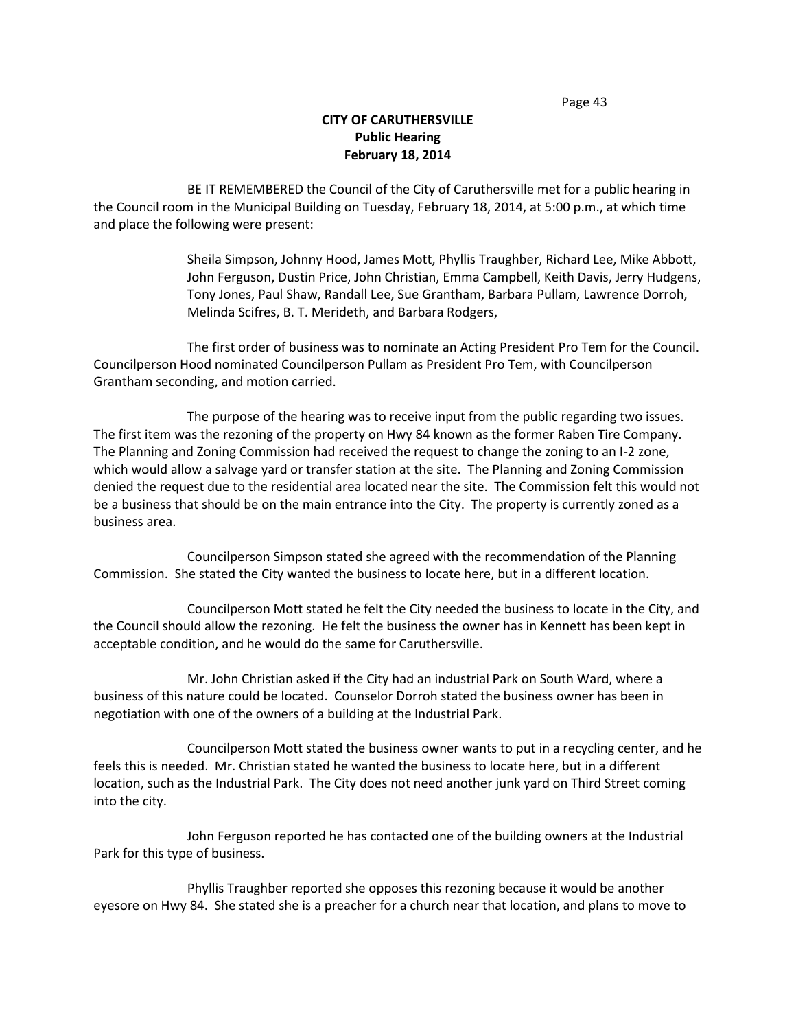**CITY OF CARUTHERSVILLE**
**Public Hearing**
**February 18, 2014**

BE IT REMEMBERED the Council of the City of Caruthersville met for a public hearing in the Council room in the Municipal Building on Tuesday, February 18, 2014, at 5:00 p.m., at which time and place the following were present:

Sheila Simpson, Johnny Hood, James Mott, Phyllis Traughber, Richard Lee, Mike Abbott, John Ferguson, Dustin Price, John Christian, Emma Campbell, Keith Davis, Jerry Hudgens, Tony Jones, Paul Shaw, Randall Lee, Sue Grantham, Barbara Pullam, Lawrence Dorroh, Melinda Scifres, B. T. Merideth, and Barbara Rodgers,

The first order of business was to nominate an Acting President Pro Tem for the Council. Councilperson Hood nominated Councilperson Pullam as President Pro Tem, with Councilperson Grantham seconding, and motion carried.

The purpose of the hearing was to receive input from the public regarding two issues. The first item was the rezoning of the property on Hwy 84 known as the former Raben Tire Company. The Planning and Zoning Commission had received the request to change the zoning to an I-2 zone, which would allow a salvage yard or transfer station at the site. The Planning and Zoning Commission denied the request due to the residential area located near the site. The Commission felt this would not be a business that should be on the main entrance into the City. The property is currently zoned as a business area.

Councilperson Simpson stated she agreed with the recommendation of the Planning Commission. She stated the City wanted the business to locate here, but in a different location.

Councilperson Mott stated he felt the City needed the business to locate in the City, and the Council should allow the rezoning. He felt the business the owner has in Kennett has been kept in acceptable condition, and he would do the same for Caruthersville.

Mr. John Christian asked if the City had an industrial Park on South Ward, where a business of this nature could be located. Counselor Dorroh stated the business owner has been in negotiation with one of the owners of a building at the Industrial Park.

Councilperson Mott stated the business owner wants to put in a recycling center, and he feels this is needed. Mr. Christian stated he wanted the business to locate here, but in a different location, such as the Industrial Park. The City does not need another junk yard on Third Street coming into the city.

John Ferguson reported he has contacted one of the building owners at the Industrial Park for this type of business.

Phyllis Traughber reported she opposes this rezoning because it would be another eyesore on Hwy 84. She stated she is a preacher for a church near that location, and plans to move to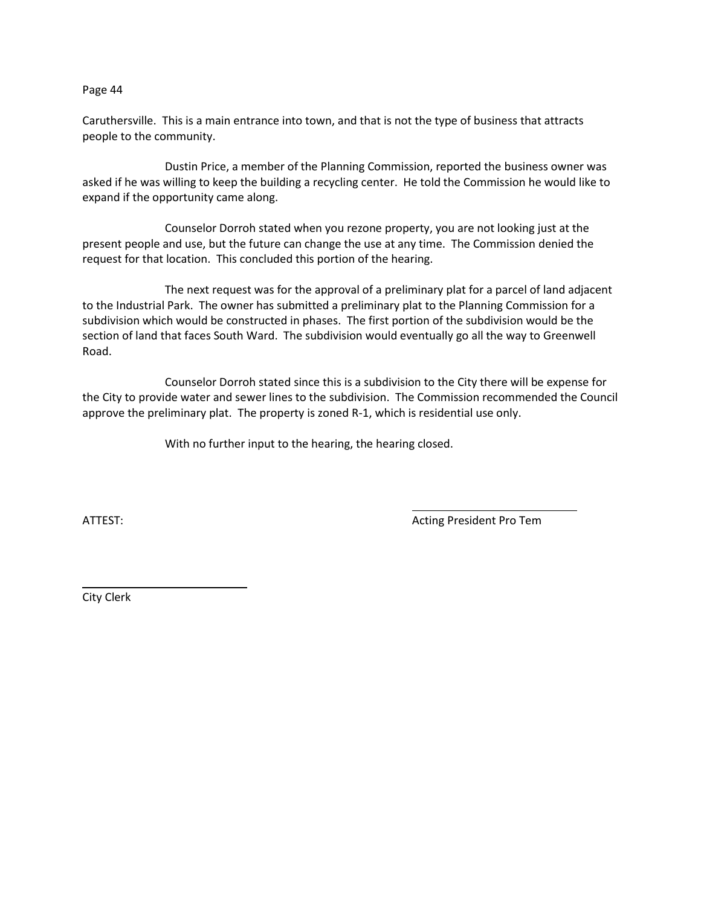Caruthersville. This is a main entrance into town, and that is not the type of business that attracts people to the community.

Dustin Price, a member of the Planning Commission, reported the business owner was asked if he was willing to keep the building a recycling center. He told the Commission he would like to expand if the opportunity came along.

Counselor Dorroh stated when you rezone property, you are not looking just at the present people and use, but the future can change the use at any time. The Commission denied the request for that location. This concluded this portion of the hearing.

The next request was for the approval of a preliminary plat for a parcel of land adjacent to the Industrial Park. The owner has submitted a preliminary plat to the Planning Commission for a subdivision which would be constructed in phases. The first portion of the subdivision would be the section of land that faces South Ward. The subdivision would eventually go all the way to Greenwell Road.

Counselor Dorroh stated since this is a subdivision to the City there will be expense for the City to provide water and sewer lines to the subdivision. The Commission recommended the Council approve the preliminary plat. The property is zoned R-1, which is residential use only.

With no further input to the hearing, the hearing closed.

ATTEST:

______________________________
Acting President Pro Tem

______________________________
City Clerk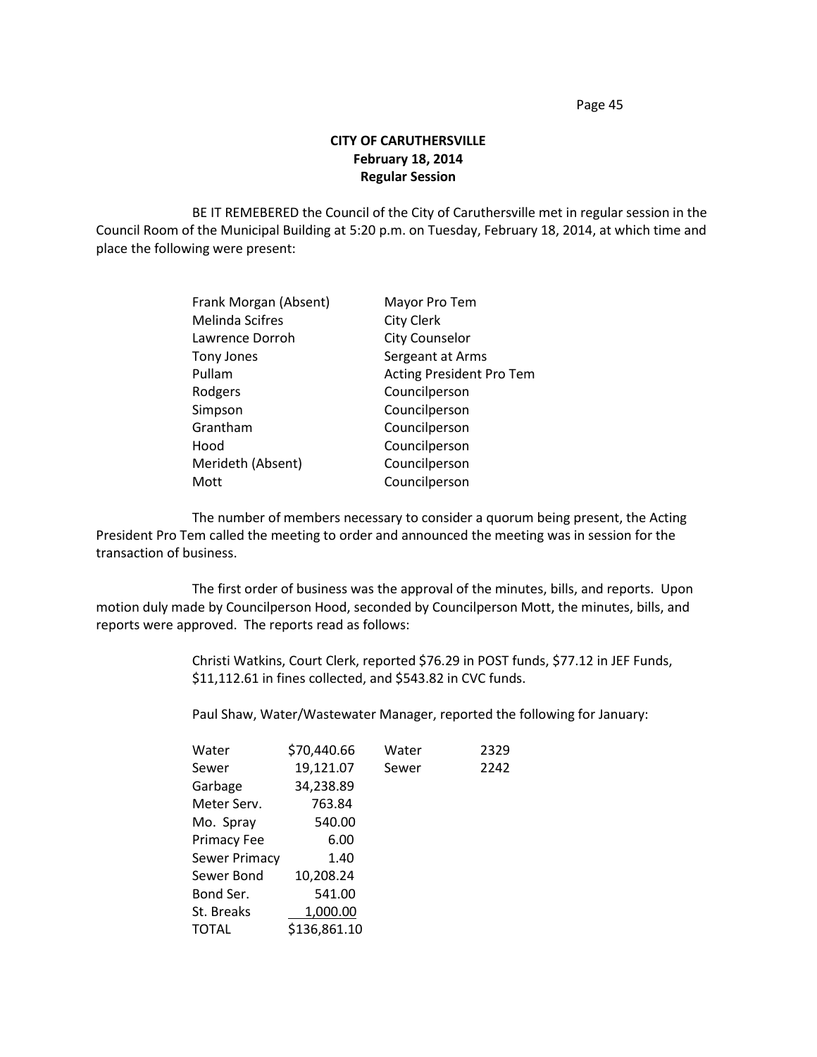**CITY OF CARUTHERSVILLE**
**February 18, 2014**
**Regular Session**

BE IT REMEMBERED the Council of the City of Caruthersville met in regular session in the Council Room of the Municipal Building at 5:20 p.m. on Tuesday, February 18, 2014, at which time and place the following were present:

| | |
|---|---|
| Frank Morgan (Absent) | Mayor Pro Tem |
| Melinda Scifres | City Clerk |
| Lawrence Dorroh | City Counselor |
| Tony Jones | Sergeant at Arms |
| Pullam | Acting President Pro Tem |
| Rodgers | Councilperson |
| Simpson | Councilperson |
| Grantham | Councilperson |
| Hood | Councilperson |
| Merideth (Absent) | Councilperson |
| Mott | Councilperson |

The number of members necessary to consider a quorum being present, the Acting President Pro Tem called the meeting to order and announced the meeting was in session for the transaction of business.

The first order of business was the approval of the minutes, bills, and reports. Upon motion duly made by Councilperson Hood, seconded by Councilperson Mott, the minutes, bills, and reports were approved. The reports read as follows:

Christi Watkins, Court Clerk, reported $76.29 in POST funds, $77.12 in JEF Funds, $11,112.61 in fines collected, and $543.82 in CVC funds.

Paul Shaw, Water/Wastewater Manager, reported the following for January:

| | | | |
|---|---|---|---|
| Water | $70,440.66 | Water | 2329 |
| Sewer | 19,121.07 | Sewer | 2242 |
| Garbage | 34,238.89 | | |
| Meter Serv. | 763.84 | | |
| Mo. Spray | 540.00 | | |
| Primacy Fee | 6.00 | | |
| Sewer Primacy | 1.40 | | |
| Sewer Bond | 10,208.24 | | |
| Bond Ser. | 541.00 | | |
| St. Breaks | 1,000.00 | | |
| TOTAL | $136,861.10 | | |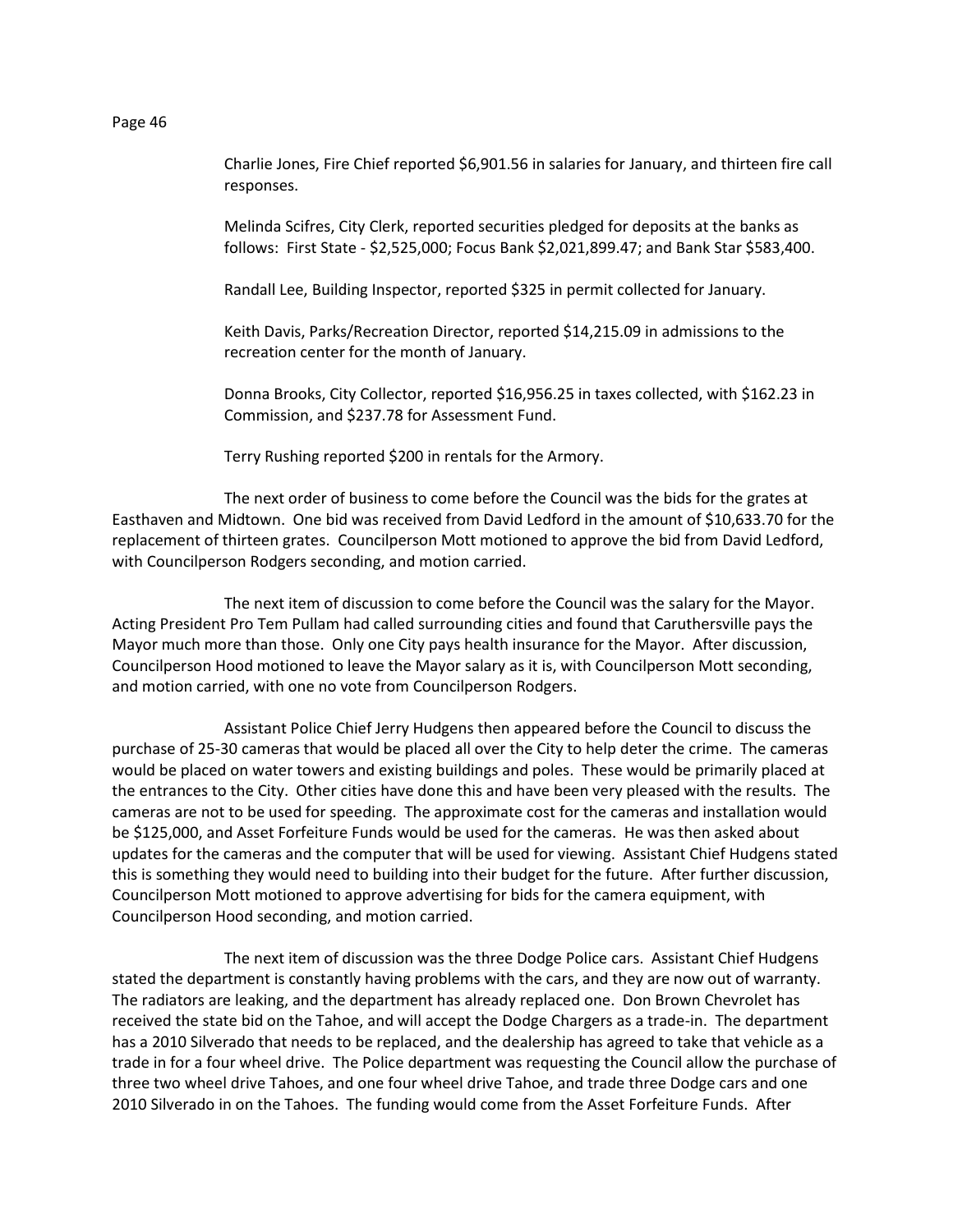Charlie Jones, Fire Chief reported $6,901.56 in salaries for January, and thirteen fire call responses.

Melinda Scifres, City Clerk, reported securities pledged for deposits at the banks as follows: First State - $2,525,000; Focus Bank $2,021,899.47; and Bank Star $583,400.

Randall Lee, Building Inspector, reported $325 in permit collected for January.

Keith Davis, Parks/Recreation Director, reported $14,215.09 in admissions to the recreation center for the month of January.

Donna Brooks, City Collector, reported $16,956.25 in taxes collected, with $162.23 in Commission, and $237.78 for Assessment Fund.

Terry Rushing reported $200 in rentals for the Armory.

The next order of business to come before the Council was the bids for the grates at Easthaven and Midtown. One bid was received from David Ledford in the amount of $10,633.70 for the replacement of thirteen grates. Councilperson Mott motioned to approve the bid from David Ledford, with Councilperson Rodgers seconding, and motion carried.

The next item of discussion to come before the Council was the salary for the Mayor. Acting President Pro Tem Pullam had called surrounding cities and found that Caruthersville pays the Mayor much more than those. Only one City pays health insurance for the Mayor. After discussion, Councilperson Hood motioned to leave the Mayor salary as it is, with Councilperson Mott seconding, and motion carried, with one no vote from Councilperson Rodgers.

Assistant Police Chief Jerry Hudgens then appeared before the Council to discuss the purchase of 25-30 cameras that would be placed all over the City to help deter the crime. The cameras would be placed on water towers and existing buildings and poles. These would be primarily placed at the entrances to the City. Other cities have done this and have been very pleased with the results. The cameras are not to be used for speeding. The approximate cost for the cameras and installation would be $125,000, and Asset Forfeiture Funds would be used for the cameras. He was then asked about updates for the cameras and the computer that will be used for viewing. Assistant Chief Hudgens stated this is something they would need to building into their budget for the future. After further discussion, Councilperson Mott motioned to approve advertising for bids for the camera equipment, with Councilperson Hood seconding, and motion carried.

The next item of discussion was the three Dodge Police cars. Assistant Chief Hudgens stated the department is constantly having problems with the cars, and they are now out of warranty. The radiators are leaking, and the department has already replaced one. Don Brown Chevrolet has received the state bid on the Tahoe, and will accept the Dodge Chargers as a trade-in. The department has a 2010 Silverado that needs to be replaced, and the dealership has agreed to take that vehicle as a trade in for a four wheel drive. The Police department was requesting the Council allow the purchase of three two wheel drive Tahoes, and one four wheel drive Tahoe, and trade three Dodge cars and one 2010 Silverado in on the Tahoes. The funding would come from the Asset Forfeiture Funds. After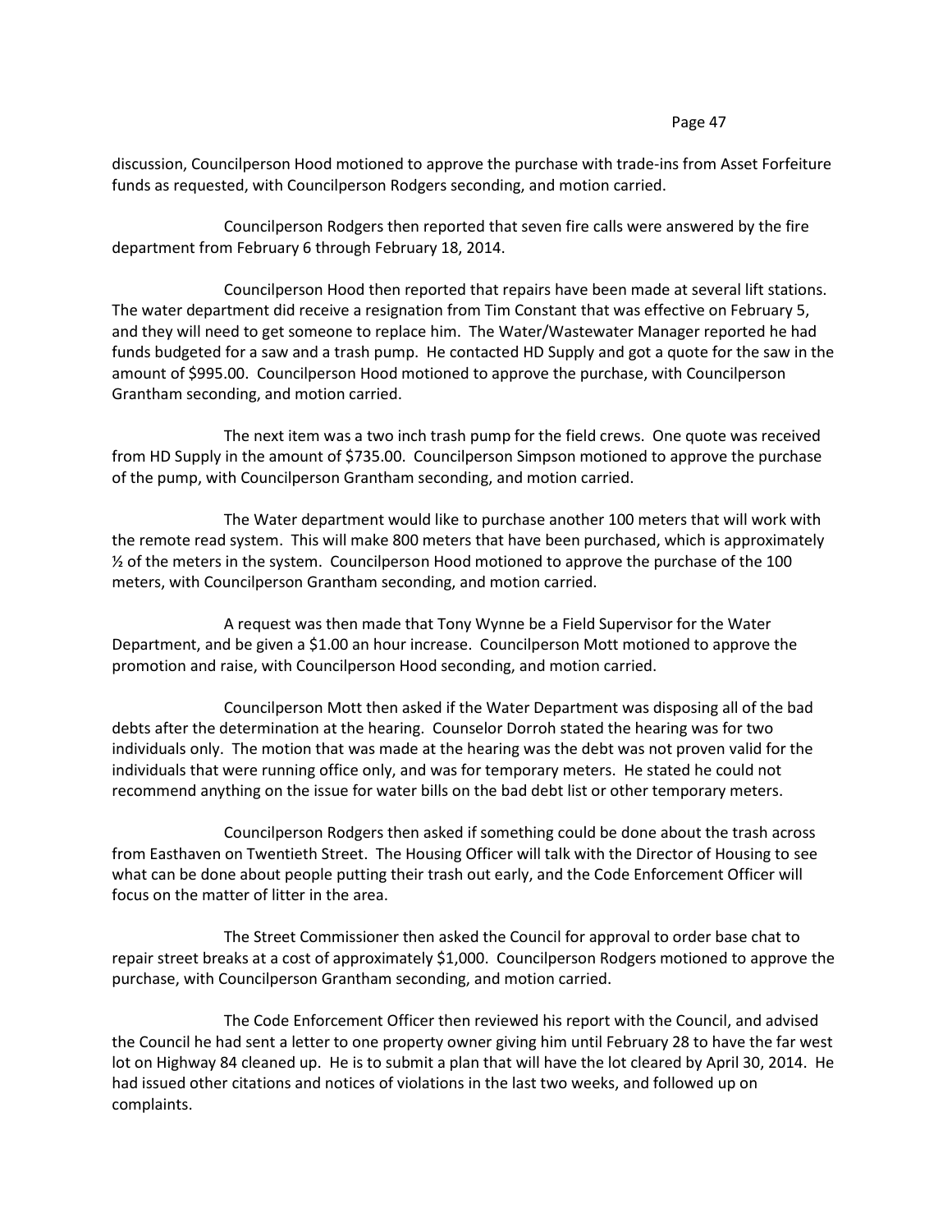discussion, Councilperson Hood motioned to approve the purchase with trade-ins from Asset Forfeiture funds as requested, with Councilperson Rodgers seconding, and motion carried.

Councilperson Rodgers then reported that seven fire calls were answered by the fire department from February 6 through February 18, 2014.

Councilperson Hood then reported that repairs have been made at several lift stations. The water department did receive a resignation from Tim Constant that was effective on February 5, and they will need to get someone to replace him. The Water/Wastewater Manager reported he had funds budgeted for a saw and a trash pump. He contacted HD Supply and got a quote for the saw in the amount of $995.00. Councilperson Hood motioned to approve the purchase, with Councilperson Grantham seconding, and motion carried.

The next item was a two inch trash pump for the field crews. One quote was received from HD Supply in the amount of $735.00. Councilperson Simpson motioned to approve the purchase of the pump, with Councilperson Grantham seconding, and motion carried.

The Water department would like to purchase another 100 meters that will work with the remote read system. This will make 800 meters that have been purchased, which is approximately ½ of the meters in the system. Councilperson Hood motioned to approve the purchase of the 100 meters, with Councilperson Grantham seconding, and motion carried.

A request was then made that Tony Wynne be a Field Supervisor for the Water Department, and be given a $1.00 an hour increase. Councilperson Mott motioned to approve the promotion and raise, with Councilperson Hood seconding, and motion carried.

Councilperson Mott then asked if the Water Department was disposing all of the bad debts after the determination at the hearing. Counselor Dorroh stated the hearing was for two individuals only. The motion that was made at the hearing was the debt was not proven valid for the individuals that were running office only, and was for temporary meters. He stated he could not recommend anything on the issue for water bills on the bad debt list or other temporary meters.

Councilperson Rodgers then asked if something could be done about the trash across from Easthaven on Twentieth Street. The Housing Officer will talk with the Director of Housing to see what can be done about people putting their trash out early, and the Code Enforcement Officer will focus on the matter of litter in the area.

The Street Commissioner then asked the Council for approval to order base chat to repair street breaks at a cost of approximately $1,000. Councilperson Rodgers motioned to approve the purchase, with Councilperson Grantham seconding, and motion carried.

The Code Enforcement Officer then reviewed his report with the Council, and advised the Council he had sent a letter to one property owner giving him until February 28 to have the far west lot on Highway 84 cleaned up. He is to submit a plan that will have the lot cleared by April 30, 2014. He had issued other citations and notices of violations in the last two weeks, and followed up on complaints.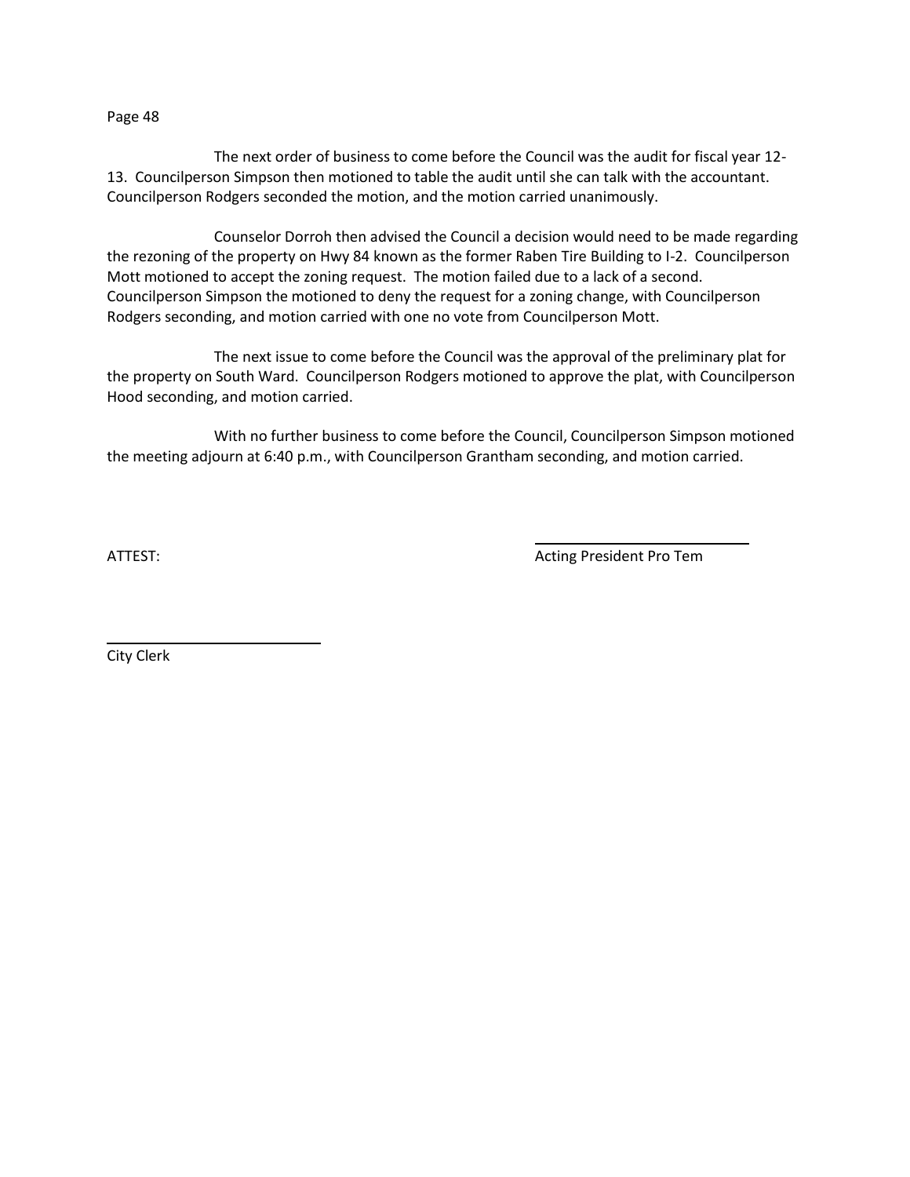The next order of business to come before the Council was the audit for fiscal year 12-13. Councilperson Simpson then motioned to table the audit until she can talk with the accountant. Councilperson Rodgers seconded the motion, and the motion carried unanimously.

Counselor Dorroh then advised the Council a decision would need to be made regarding the rezoning of the property on Hwy 84 known as the former Raben Tire Building to I-2. Councilperson Mott motioned to accept the zoning request. The motion failed due to a lack of a second. Councilperson Simpson the motioned to deny the request for a zoning change, with Councilperson Rodgers seconding, and motion carried with one no vote from Councilperson Mott.

The next issue to come before the Council was the approval of the preliminary plat for the property on South Ward. Councilperson Rodgers motioned to approve the plat, with Councilperson Hood seconding, and motion carried.

With no further business to come before the Council, Councilperson Simpson motioned the meeting adjourn at 6:40 p.m., with Councilperson Grantham seconding, and motion carried.

ATTEST:

\_\_\_\_\_\_\_\_\_\_\_\_\_\_\_\_\_\_\_\_\_\_\_\_\_\_\_\_

Acting President Pro Tem

\_\_\_\_\_\_\_\_\_\_\_\_\_\_\_\_\_\_\_\_\_\_\_\_\_\_\_\_

City Clerk